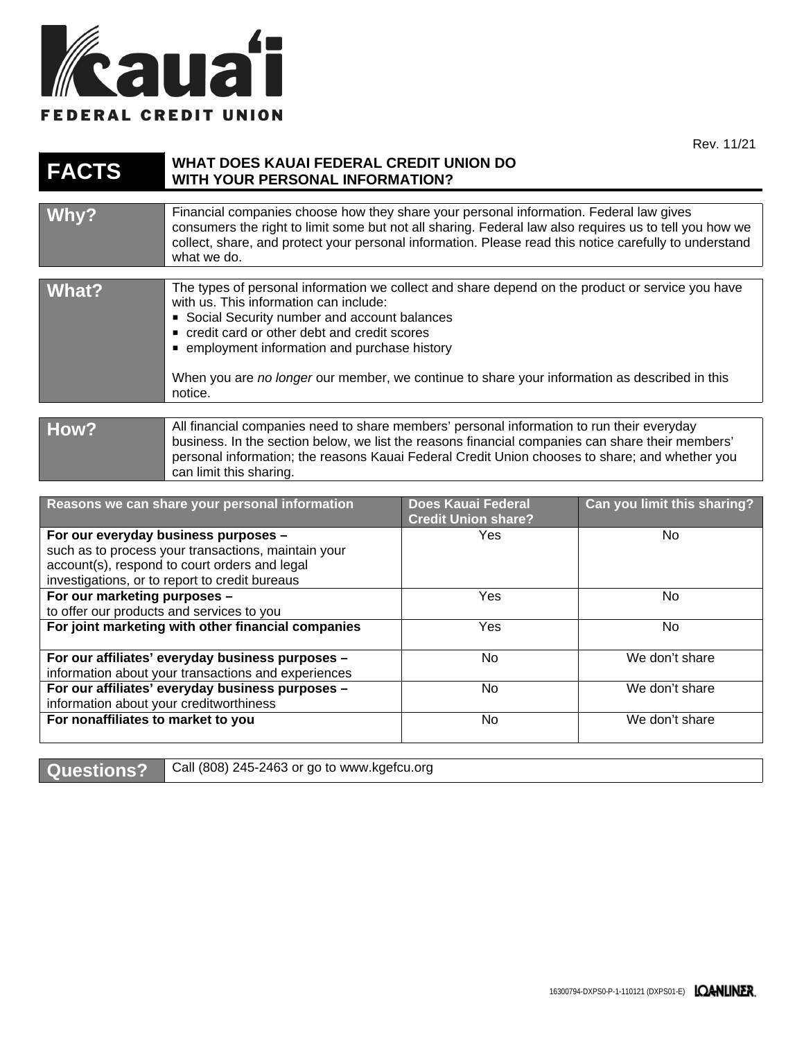# Kaua'i Federal Credit Union

Rev. 11/21

| **FACTS** | **WHAT DOES KAUAI FEDERAL CREDIT UNION DO WITH YOUR PERSONAL INFORMATION?** |
|---|---|
| **Why?** | Financial companies choose how they share your personal information. Federal law gives consumers the right to limit some but not all sharing. Federal law also requires us to tell you how we collect, share, and protect your personal information. Please read this notice carefully to understand what we do. |
| **What?** | The types of personal information we collect and share depend on the product or service you have with us. This information can include:<br>▪ Social Security number and account balances<br>▪ credit card or other debt and credit scores<br>▪ employment information and purchase history<br><br>When you are *no longer* our member, we continue to share your information as described in this notice. |
| **How?** | All financial companies need to share members' personal information to run their everyday business. In the section below, we list the reasons financial companies can share their members' personal information; the reasons Kauai Federal Credit Union chooses to share; and whether you can limit this sharing. |

| Reasons we can share your personal information | Does Kauai Federal Credit Union share? | Can you limit this sharing? |
|---|---|---|
| **For our everyday business purposes –** such as to process your transactions, maintain your account(s), respond to court orders and legal investigations, or to report to credit bureaus | Yes | No |
| **For our marketing purposes –** to offer our products and services to you | Yes | No |
| **For joint marketing with other financial companies** | Yes | No |
| **For our affiliates' everyday business purposes –** information about your transactions and experiences | No | We don't share |
| **For our affiliates' everyday business purposes –** information about your creditworthiness | No | We don't share |
| **For nonaffiliates to market to you** | No | We don't share |

| **Questions?** | Call (808) 245-2463 or go to www.kgefcu.org |
|---|---|

16300794-DXPS0-P-1-110121 (DXPS01-E) LOANLINER.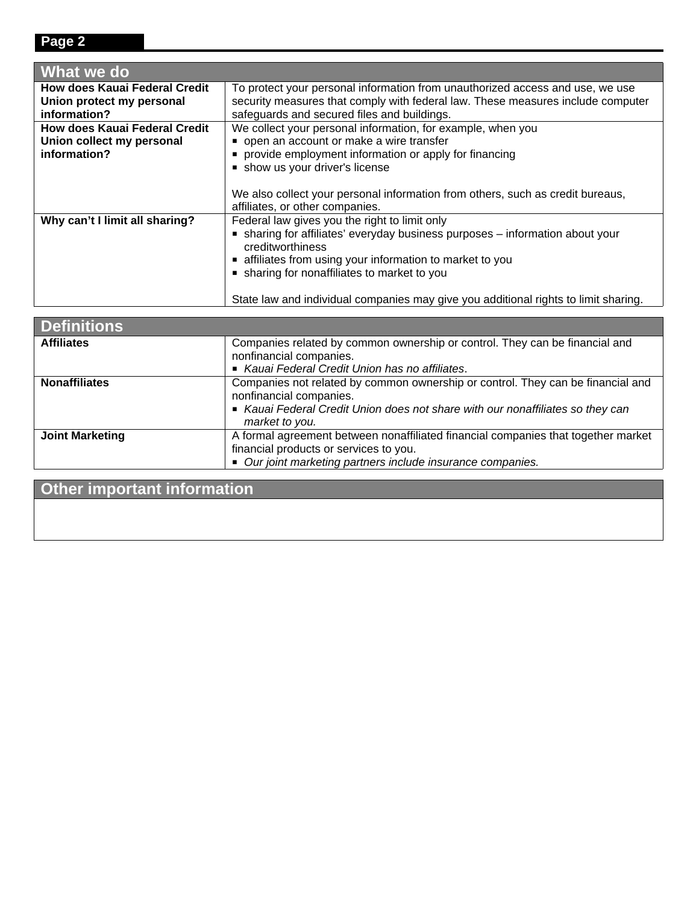| What we do | |
|---|---|
| **How does Kauai Federal Credit Union protect my personal information?** | To protect your personal information from unauthorized access and use, we use security measures that comply with federal law. These measures include computer safeguards and secured files and buildings. |
| **How does Kauai Federal Credit Union collect my personal information?** | We collect your personal information, for example, when you<br>▪ open an account or make a wire transfer<br>▪ provide employment information or apply for financing<br>▪ show us your driver's license<br><br>We also collect your personal information from others, such as credit bureaus, affiliates, or other companies. |
| **Why can't I limit all sharing?** | Federal law gives you the right to limit only<br>▪ sharing for affiliates' everyday business purposes – information about your creditworthiness<br>▪ affiliates from using your information to market to you<br>▪ sharing for nonaffiliates to market to you<br><br>State law and individual companies may give you additional rights to limit sharing. |

| Definitions | |
|---|---|
| **Affiliates** | Companies related by common ownership or control. They can be financial and nonfinancial companies.<br>▪ *Kauai Federal Credit Union has no affiliates*. |
| **Nonaffiliates** | Companies not related by common ownership or control. They can be financial and nonfinancial companies.<br>▪ *Kauai Federal Credit Union does not share with our nonaffiliates so they can market to you.* |
| **Joint Marketing** | A formal agreement between nonaffiliated financial companies that together market financial products or services to you.<br>▪ *Our joint marketing partners include insurance companies.* |

| Other important information |
|---|
| |